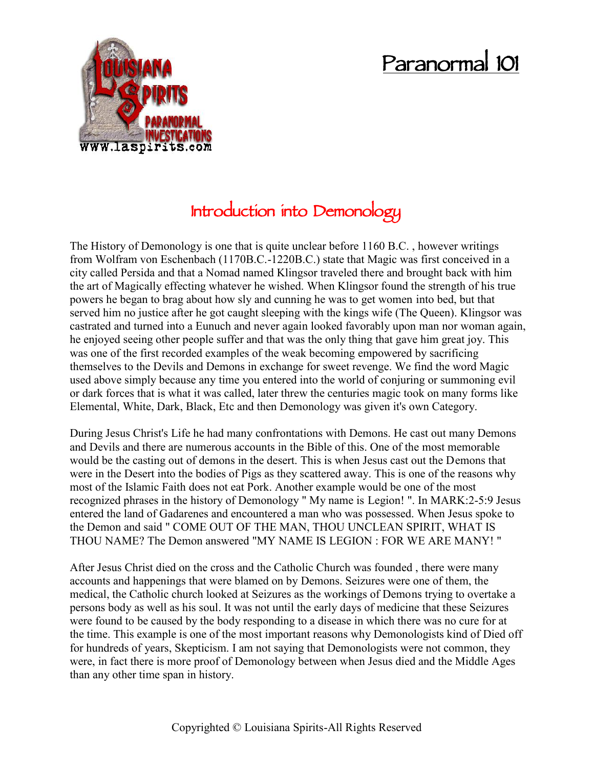# Paranormal 101

## Introduction into Demonology

The History of Demonology is one that is quite unclear before 1160 B.C. , however writings from Wolfram von Eschenbach (1170B.C.-1220B.C.) state that Magic was first conceived in a city called Persida and that a Nomad named Klingsor traveled there and brought back with him the art of Magically effecting whatever he wished. When Klingsor found the strength of his true powers he began to brag about how sly and cunning he was to get women into bed, but that served him no justice after he got caught sleeping with the kings wife (The Queen). Klingsor was castrated and turned into a Eunuch and never again looked favorably upon man nor woman again, he enjoyed seeing other people suffer and that was the only thing that gave him great joy. This was one of the first recorded examples of the weak becoming empowered by sacrificing themselves to the Devils and Demons in exchange for sweet revenge. We find the word Magic used above simply because any time you entered into the world of conjuring or summoning evil or dark forces that is what it was called, later threw the centuries magic took on many forms like Elemental, White, Dark, Black, Etc and then Demonology was given it's own Category.

During Jesus Christ's Life he had many confrontations with Demons. He cast out many Demons and Devils and there are numerous accounts in the Bible of this. One of the most memorable would be the casting out of demons in the desert. This is when Jesus cast out the Demons that were in the Desert into the bodies of Pigs as they scattered away. This is one of the reasons why most of the Islamic Faith does not eat Pork. Another example would be one of the most recognized phrases in the history of Demonology " My name is Legion! ". In MARK:2-5:9 Jesus entered the land of Gadarenes and encountered a man who was possessed. When Jesus spoke to the Demon and said " COME OUT OF THE MAN, THOU UNCLEAN SPIRIT, WHAT IS THOU NAME? The Demon answered "MY NAME IS LEGION : FOR WE ARE MANY! "

After Jesus Christ died on the cross and the Catholic Church was founded , there were many accounts and happenings that were blamed on by Demons. Seizures were one of them, the medical, the Catholic church looked at Seizures as the workings of Demons trying to overtake a persons body as well as his soul. It was not until the early days of medicine that these Seizures were found to be caused by the body responding to a disease in which there was no cure for at the time. This example is one of the most important reasons why Demonologists kind of Died off for hundreds of years, Skepticism. I am not saying that Demonologists were not common, they were, in fact there is more proof of Demonology between when Jesus died and the Middle Ages than any other time span in history.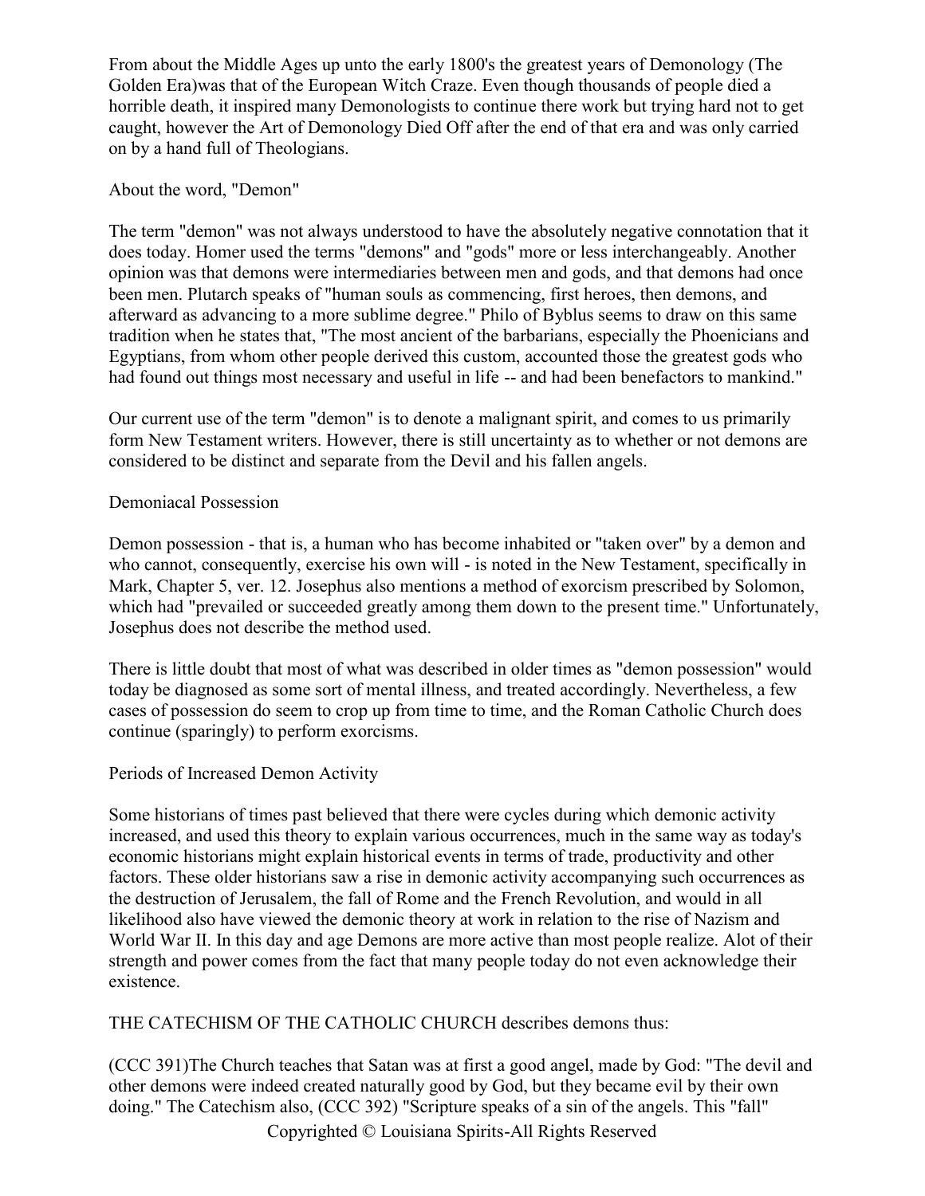From about the Middle Ages up unto the early 1800's the greatest years of Demonology (The Golden Era)was that of the European Witch Craze. Even though thousands of people died a horrible death, it inspired many Demonologists to continue there work but trying hard not to get caught, however the Art of Demonology Died Off after the end of that era and was only carried on by a hand full of Theologians.

## About the word, "Demon"

The term "demon" was not always understood to have the absolutely negative connotation that it does today. Homer used the terms "demons" and "gods" more or less interchangeably. Another opinion was that demons were intermediaries between men and gods, and that demons had once been men. Plutarch speaks of "human souls as commencing, first heroes, then demons, and afterward as advancing to a more sublime degree." Philo of Byblus seems to draw on this same tradition when he states that, "The most ancient of the barbarians, especially the Phoenicians and Egyptians, from whom other people derived this custom, accounted those the greatest gods who had found out things most necessary and useful in life -- and had been benefactors to mankind."

Our current use of the term "demon" is to denote a malignant spirit, and comes to us primarily form New Testament writers. However, there is still uncertainty as to whether or not demons are considered to be distinct and separate from the Devil and his fallen angels.

## Demoniacal Possession

Demon possession - that is, a human who has become inhabited or "taken over" by a demon and who cannot, consequently, exercise his own will - is noted in the New Testament, specifically in Mark, Chapter 5, ver. 12. Josephus also mentions a method of exorcism prescribed by Solomon, which had "prevailed or succeeded greatly among them down to the present time." Unfortunately, Josephus does not describe the method used.

There is little doubt that most of what was described in older times as "demon possession" would today be diagnosed as some sort of mental illness, and treated accordingly. Nevertheless, a few cases of possession do seem to crop up from time to time, and the Roman Catholic Church does continue (sparingly) to perform exorcisms.

## Periods of Increased Demon Activity

Some historians of times past believed that there were cycles during which demonic activity increased, and used this theory to explain various occurrences, much in the same way as today's economic historians might explain historical events in terms of trade, productivity and other factors. These older historians saw a rise in demonic activity accompanying such occurrences as the destruction of Jerusalem, the fall of Rome and the French Revolution, and would in all likelihood also have viewed the demonic theory at work in relation to the rise of Nazism and World War II. In this day and age Demons are more active than most people realize. Alot of their strength and power comes from the fact that many people today do not even acknowledge their existence.

THE CATECHISM OF THE CATHOLIC CHURCH describes demons thus:

(CCC 391)The Church teaches that Satan was at first a good angel, made by God: "The devil and other demons were indeed created naturally good by God, but they became evil by their own doing." The Catechism also, (CCC 392) "Scripture speaks of a sin of the angels. This "fall"

Copyrighted © Louisiana Spirits-All Rights Reserved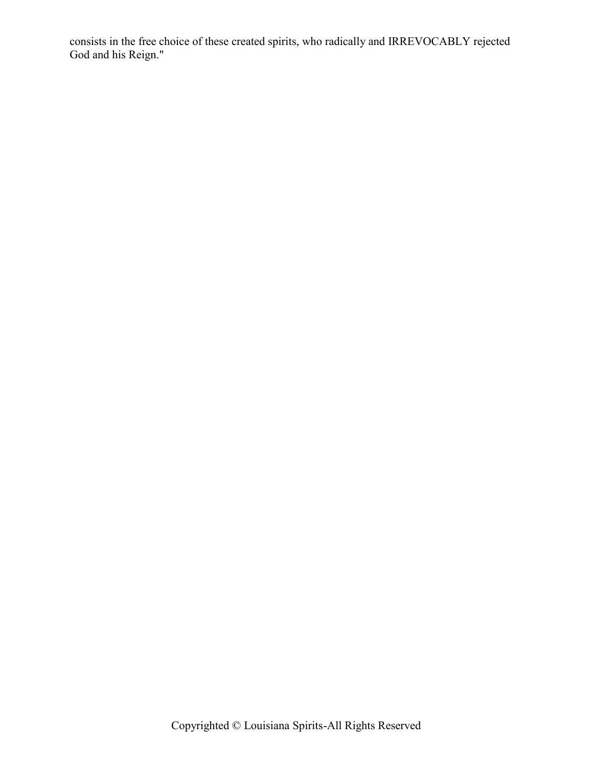consists in the free choice of these created spirits, who radically and IRREVOCABLY rejected God and his Reign."